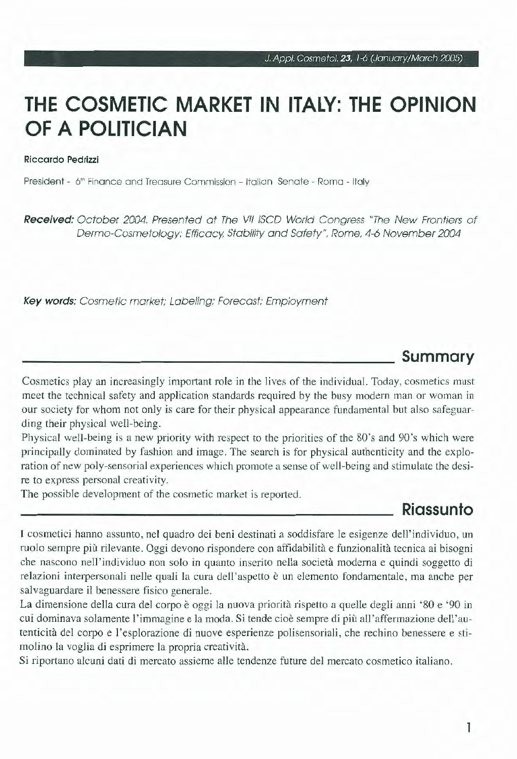# THE COSMETIC MARKET IN ITALY: THE OPINION OF A POLITICIAN

**Riccardo Pedrizzi**

President - 6th Finance and Treasure Commission - Italian Senate - Roma - Italy

***Received:*** *October 2004. Presented at The VII ISCD World Congress "The New Frontiers of Dermo-Cosmetology: Efficacy, Stability and Safety", Rome, 4-6 November 2004*

***Key words:*** *Cosmetic market; Labeling; Forecast; Employment*

## Summary

Cosmetics play an increasingly important role in the lives of the individual. Today, cosmetics must meet the technical safety and application standards required by the busy modern man or woman in our society for whom not only is care for their physical appearance fundamental but also safeguarding their physical well-being.

Physical well-being is a new priority with respect to the priorities of the 80's and 90's which were principally dominated by fashion and image. The search is for physical authenticity and the exploration of new poly-sensorial experiences which promote a sense of well-being and stimulate the desire to express personal creativity.

The possible development of the cosmetic market is reported.

## Riassunto

I cosmetici hanno assunto, nel quadro dei beni destinati a soddisfare le esigenze dell'individuo, un ruolo sempre più rilevante. Oggi devono rispondere con affidabilità e funzionalità tecnica ai bisogni che nascono nell'individuo non solo in quanto inserito nella società moderna e quindi soggetto di relazioni interpersonali nelle quali la cura dell'aspetto è un elemento fondamentale, ma anche per salvaguardare il benessere fisico generale.

La dimensione della cura del corpo è oggi la nuova priorità rispetto a quelle degli anni '80 e '90 in cui dominava solamente l'immagine e la moda. Si tende cioè sempre di più all'affermazione dell'autenticità del corpo e l'esplorazione di nuove esperienze polisensoriali, che rechino benessere e stimolino la voglia di esprimere la propria creatività.

Si riportano alcuni dati di mercato assieme alle tendenze future del mercato cosmetico italiano.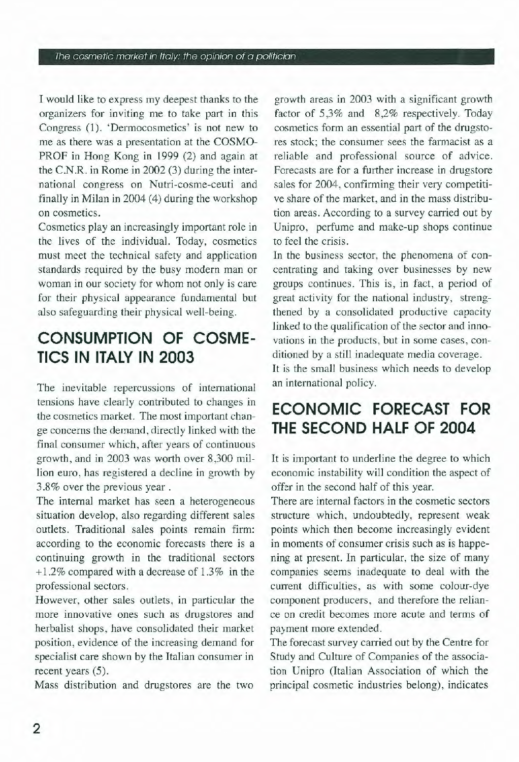I would like to express my deepest thanks to the organizers for inviting me to take part in this Congress (1). 'Dermocosmetics' is not new to me as there was a presentation at the COSMOPROF in Hong Kong in 1999 (2) and again at the C.N.R. in Rome in 2002 (3) during the international congress on Nutri-cosme-ceuti and finally in Milan in 2004 (4) during the workshop on cosmetics.

Cosmetics play an increasingly important role in the lives of the individual. Today, cosmetics must meet the technical safety and application standards required by the busy modern man or woman in our society for whom not only is care for their physical appearance fundamental but also safeguarding their physical well-being.

## CONSUMPTION OF COSMETICS IN ITALY IN 2003

The inevitable repercussions of international tensions have clearly contributed to changes in the cosmetics market. The most important change concerns the demand, directly linked with the final consumer which, after years of continuous growth, and in 2003 was worth over 8,300 million euro, has registered a decline in growth by 3.8% over the previous year .

The internal market has seen a heterogeneous situation develop, also regarding different sales outlets. Traditional sales points remain firm: according to the economic forecasts there is a continuing growth in the traditional sectors +1.2% compared with a decrease of 1.3% in the professional sectors.

However, other sales outlets, in particular the more innovative ones such as drugstores and herbalist shops, have consolidated their market position, evidence of the increasing demand for specialist care shown by the Italian consumer in recent years (5).

Mass distribution and drugstores are the two growth areas in 2003 with a significant growth factor of 5,3% and 8,2% respectively. Today cosmetics form an essential part of the drugstores stock; the consumer sees the farmacist as a reliable and professional source of advice. Forecasts are for a further increase in drugstore sales for 2004, confirming their very competitive share of the market, and in the mass distribution areas. According to a survey carried out by Unipro, perfume and make-up shops continue to feel the crisis.

In the business sector, the phenomena of concentrating and taking over businesses by new groups continues. This is, in fact, a period of great activity for the national industry, strengthened by a consolidated productive capacity linked to the qualification of the sector and innovations in the products, but in some cases, conditioned by a still inadequate media coverage.

It is the small business which needs to develop an international policy.

## ECONOMIC FORECAST FOR THE SECOND HALF OF 2004

It is important to underline the degree to which economic instability will condition the aspect of offer in the second half of this year.

There are internal factors in the cosmetic sectors structure which, undoubtedly, represent weak points which then become increasingly evident in moments of consumer crisis such as is happening at present. In particular, the size of many companies seems inadequate to deal with the current difficulties, as with some colour-dye component producers, and therefore the reliance on credit becomes more acute and terms of payment more extended.

The forecast survey carried out by the Centre for Study and Culture of Companies of the association Unipro (Italian Association of which the principal cosmetic industries belong), indicates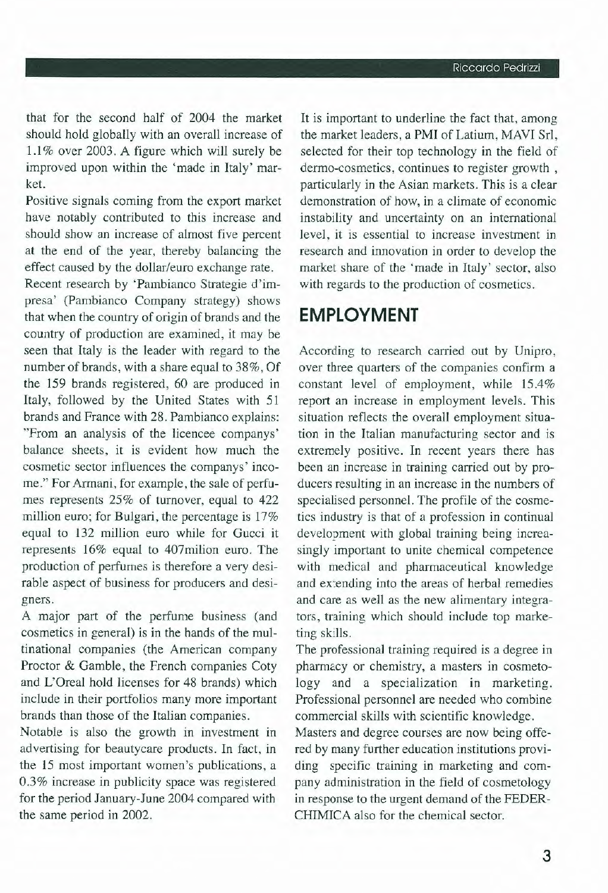that for the second half of 2004 the market should hold globally with an overall increase of 1.1% over 2003. A figure which will surely be improved upon within the 'made in Italy' market.

Positive signals coming from the export market have notably contributed to this increase and should show an increase of almost five percent at the end of the year, thereby balancing the effect caused by the dollar/euro exchange rate.

Recent research by 'Pambianco Strategie d'impresa' (Pambianco Company strategy) shows that when the country of origin of brands and the country of production are examined, it may be seen that Italy is the leader with regard to the number of brands, with a share equal to 38%, Of the 159 brands registered, 60 are produced in Italy, followed by the United States with 51 brands and France with 28. Pambianco explains: "From an analysis of the licencee companys' balance sheets, it is evident how much the cosmetic sector influences the companys' income." For Armani, for example, the sale of perfumes represents 25% of turnover, equal to 422 million euro; for Bulgari, the percentage is 17% equal to 132 million euro while for Gucci it represents 16% equal to 407milion euro. The production of perfumes is therefore a very desirable aspect of business for producers and designers.

A major part of the perfume business (and cosmetics in general) is in the hands of the multinational companies (the American company Proctor & Gamble, the French companies Coty and L'Oreal hold licenses for 48 brands) which include in their portfolios many more important brands than those of the Italian companies.

Notable is also the growth in investment in advertising for beautycare products. In fact, in the 15 most important women's publications, a 0.3% increase in publicity space was registered for the period January-June 2004 compared with the same period in 2002.

It is important to underline the fact that, among the market leaders, a PMI of Latium, MAVI Srl, selected for their top technology in the field of dermo-cosmetics, continues to register growth , particularly in the Asian markets. This is a clear demonstration of how, in a climate of economic instability and uncertainty on an international level, it is essential to increase investment in research and innovation in order to develop the market share of the 'made in Italy' sector, also with regards to the production of cosmetics.

## EMPLOYMENT

According to research carried out by Unipro, over three quarters of the companies confirm a constant level of employment, while 15.4% report an increase in employment levels. This situation reflects the overall employment situation in the Italian manufacturing sector and is extremely positive. In recent years there has been an increase in training carried out by producers resulting in an increase in the numbers of specialised personnel. The profile of the cosmetics industry is that of a profession in continual development with global training being increasingly important to unite chemical competence with medical and pharmaceutical knowledge and extending into the areas of herbal remedies and care as well as the new alimentary integrators, training which should include top marketing skills.

The professional training required is a degree in pharmacy or chemistry, a masters in cosmetology and a specialization in marketing. Professional personnel are needed who combine commercial skills with scientific knowledge.

Masters and degree courses are now being offered by many further education institutions providing specific training in marketing and company administration in the field of cosmetology in response to the urgent demand of the FEDERCHIMICA also for the chemical sector.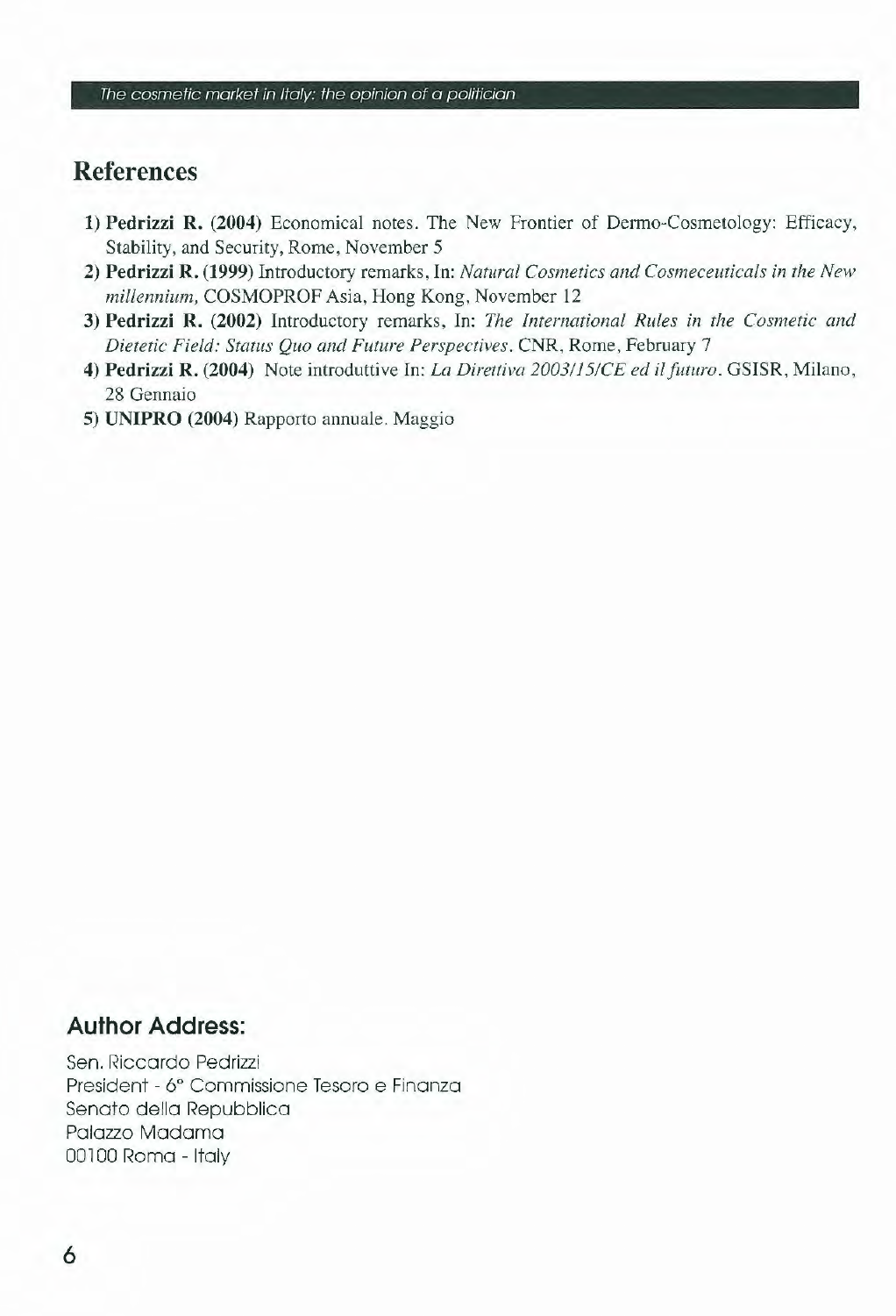## References

1) **Pedrizzi R. (2004)** Economical notes. The New Frontier of Dermo-Cosmetology: Efficacy, Stability, and Security, Rome, November 5
2) **Pedrizzi R. (1999)** Introductory remarks, In: *Natural Cosmetics and Cosmeceuticals in the New millennium,* COSMOPROF Asia, Hong Kong, November 12
3) **Pedrizzi R. (2002)** Introductory remarks, In: *The International Rules in the Cosmetic and Dietetic Field: Status Quo and Future Perspectives.* CNR, Rome, February 7
4) **Pedrizzi R. (2004)** Note introduttive In: *La Direttiva 2003/15/CE ed il futuro.* GSISR, Milano, 28 Gennaio
5) **UNIPRO (2004)** Rapporto annuale. Maggio

## Author Address:

Sen. Riccardo Pedrizzi
President - 6° Commissione Tesoro e Finanza
Senato della Repubblica
Palazzo Madama
00100 Roma - Italy